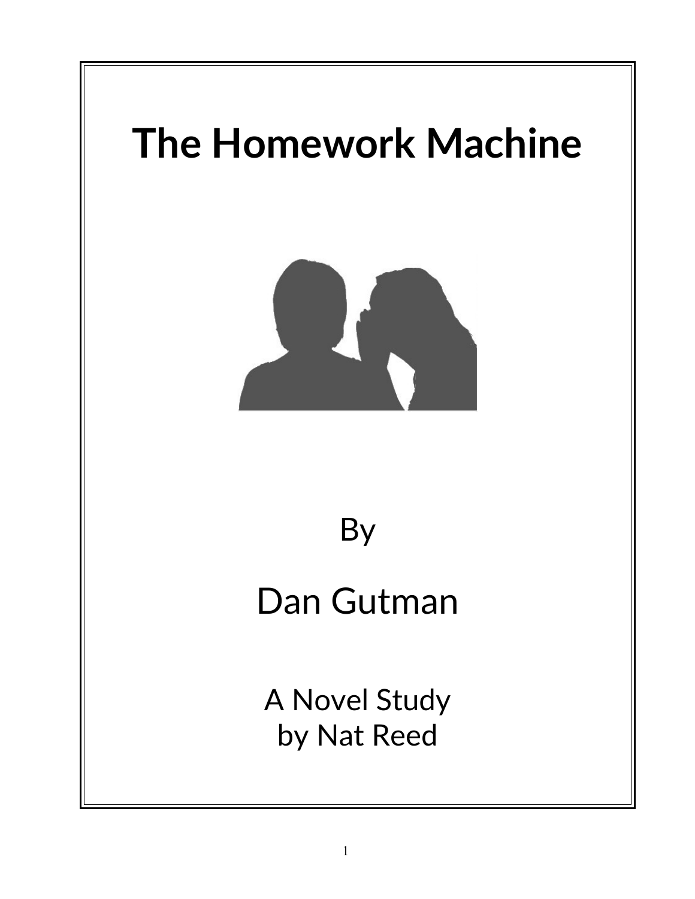# The Homework Machine

By

Dan Gutman

A Novel Study
by Nat Reed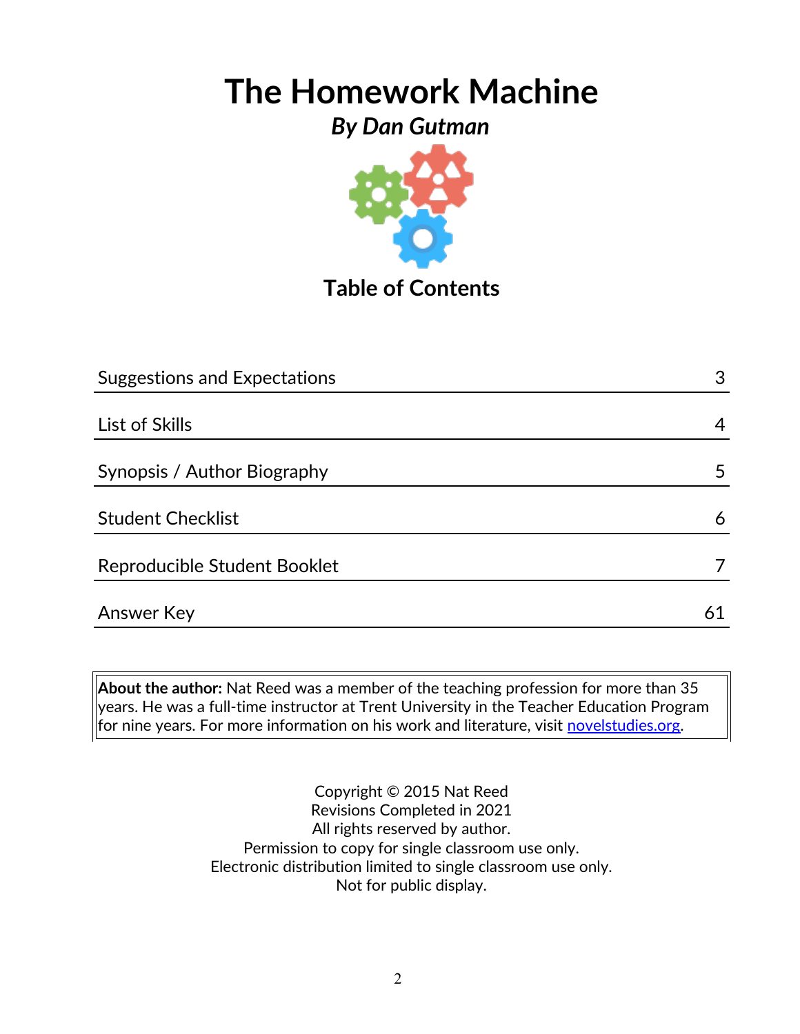# The Homework Machine

***By Dan Gutman***

## Table of Contents

| Section | Page |
|---|---|
| Suggestions and Expectations | 3 |
| List of Skills | 4 |
| Synopsis / Author Biography | 5 |
| Student Checklist | 6 |
| Reproducible Student Booklet | 7 |
| Answer Key | 61 |

**About the author:** Nat Reed was a member of the teaching profession for more than 35 years. He was a full-time instructor at Trent University in the Teacher Education Program for nine years. For more information on his work and literature, visit novelstudies.org.

Copyright © 2015 Nat Reed
Revisions Completed in 2021
All rights reserved by author.
Permission to copy for single classroom use only.
Electronic distribution limited to single classroom use only.
Not for public display.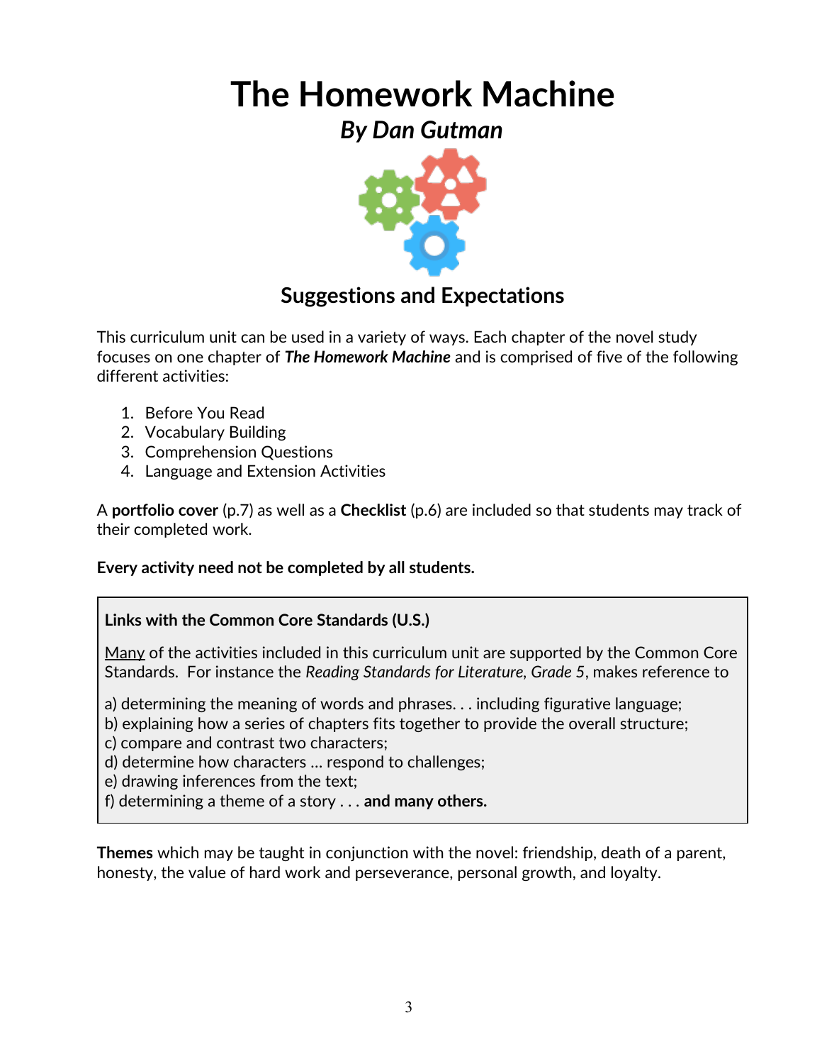# The Homework Machine

## *By Dan Gutman*

### Suggestions and Expectations

This curriculum unit can be used in a variety of ways. Each chapter of the novel study focuses on one chapter of ***The Homework Machine*** and is comprised of five of the following different activities:

1. Before You Read
2. Vocabulary Building
3. Comprehension Questions
4. Language and Extension Activities

A **portfolio cover** (p.7) as well as a **Checklist** (p.6) are included so that students may track of their completed work.

**Every activity need not be completed by all students.**

**Links with the Common Core Standards (U.S.)**

<u>Many</u> of the activities included in this curriculum unit are supported by the Common Core Standards. For instance the *Reading Standards for Literature, Grade 5*, makes reference to

a) determining the meaning of words and phrases. . . including figurative language;
b) explaining how a series of chapters fits together to provide the overall structure;
c) compare and contrast two characters;
d) determine how characters … respond to challenges;
e) drawing inferences from the text;
f) determining a theme of a story . . . **and many others.**

**Themes** which may be taught in conjunction with the novel: friendship, death of a parent, honesty, the value of hard work and perseverance, personal growth, and loyalty.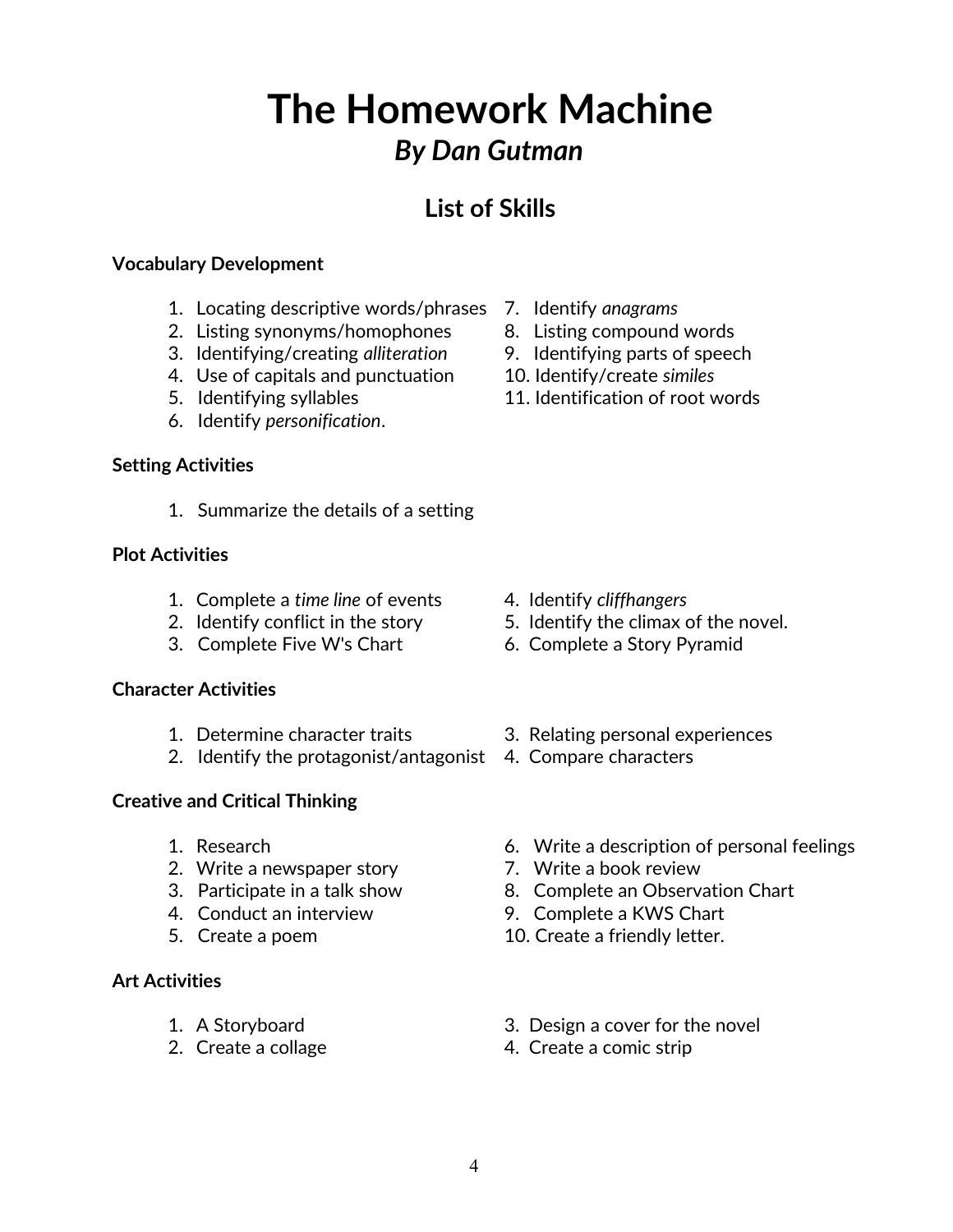# The Homework Machine

## *By Dan Gutman*

## List of Skills

**Vocabulary Development**

1. Locating descriptive words/phrases
2. Listing synonyms/homophones
3. Identifying/creating *alliteration*
4. Use of capitals and punctuation
5. Identifying syllables
6. Identify *personification*.
7. Identify *anagrams*
8. Listing compound words
9. Identifying parts of speech
10. Identify/create *similes*
11. Identification of root words

**Setting Activities**

1. Summarize the details of a setting

**Plot Activities**

1. Complete a *time line* of events
2. Identify conflict in the story
3. Complete Five W's Chart
4. Identify *cliffhangers*
5. Identify the climax of the novel.
6. Complete a Story Pyramid

**Character Activities**

1. Determine character traits
2. Identify the protagonist/antagonist
3. Relating personal experiences
4. Compare characters

**Creative and Critical Thinking**

1. Research
2. Write a newspaper story
3. Participate in a talk show
4. Conduct an interview
5. Create a poem
6. Write a description of personal feelings
7. Write a book review
8. Complete an Observation Chart
9. Complete a KWS Chart
10. Create a friendly letter.

**Art Activities**

1. A Storyboard
2. Create a collage
3. Design a cover for the novel
4. Create a comic strip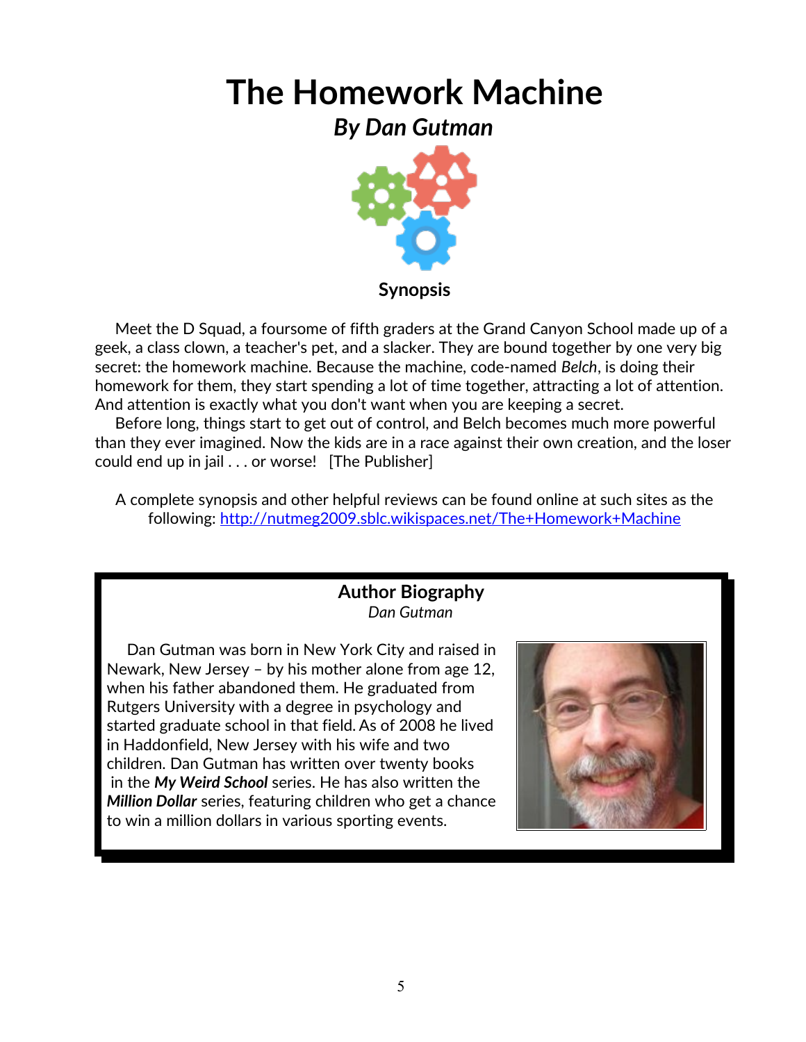# The Homework Machine

## *By Dan Gutman*

### Synopsis

Meet the D Squad, a foursome of fifth graders at the Grand Canyon School made up of a geek, a class clown, a teacher's pet, and a slacker. They are bound together by one very big secret: the homework machine. Because the machine, code-named *Belch*, is doing their homework for them, they start spending a lot of time together, attracting a lot of attention. And attention is exactly what you don't want when you are keeping a secret.

Before long, things start to get out of control, and Belch becomes much more powerful than they ever imagined. Now the kids are in a race against their own creation, and the loser could end up in jail . . . or worse! [The Publisher]

A complete synopsis and other helpful reviews can be found online at such sites as the following: [http://nutmeg2009.sblc.wikispaces.net/The+Homework+Machine](http://nutmeg2009.sblc.wikispaces.net/The+Homework+Machine)

### Author Biography

*Dan Gutman*

Dan Gutman was born in New York City and raised in Newark, New Jersey – by his mother alone from age 12, when his father abandoned them. He graduated from Rutgers University with a degree in psychology and started graduate school in that field. As of 2008 he lived in Haddonfield, New Jersey with his wife and two children. Dan Gutman has written over twenty books in the ***My Weird School*** series. He has also written the ***Million Dollar*** series, featuring children who get a chance to win a million dollars in various sporting events.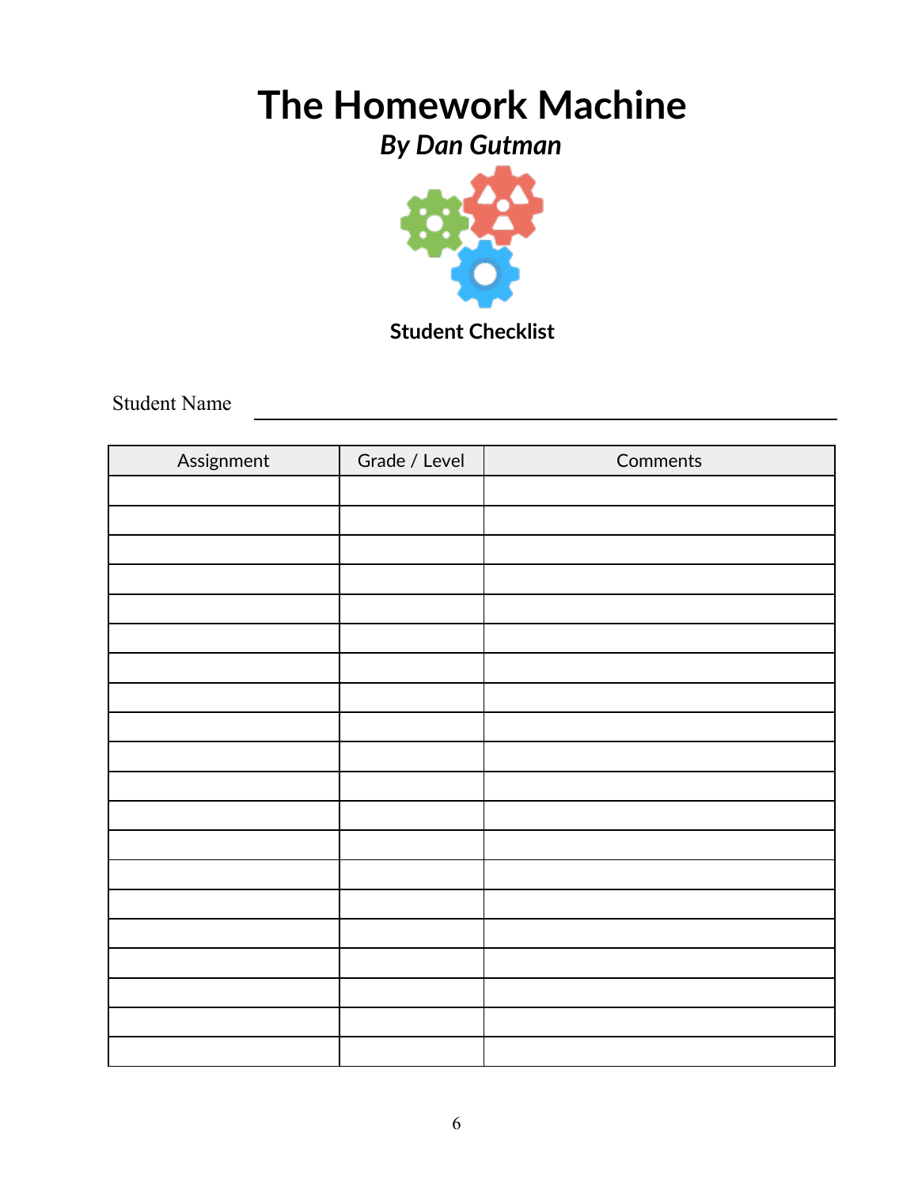# The Homework Machine

## *By Dan Gutman*

**Student Checklist**

Student Name ______________________________

| Assignment | Grade / Level | Comments |
|---|---|---|
| | | |
| | | |
| | | |
| | | |
| | | |
| | | |
| | | |
| | | |
| | | |
| | | |
| | | |
| | | |
| | | |
| | | |
| | | |
| | | |
| | | |
| | | |
| | | |
| | | |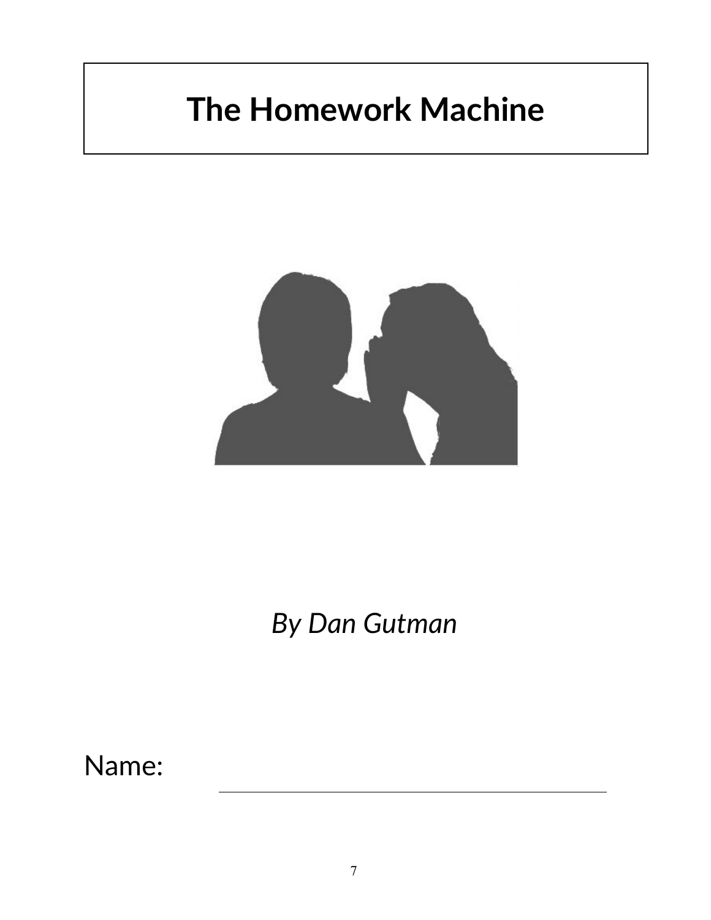# The Homework Machine

*By Dan Gutman*

Name: ______________________________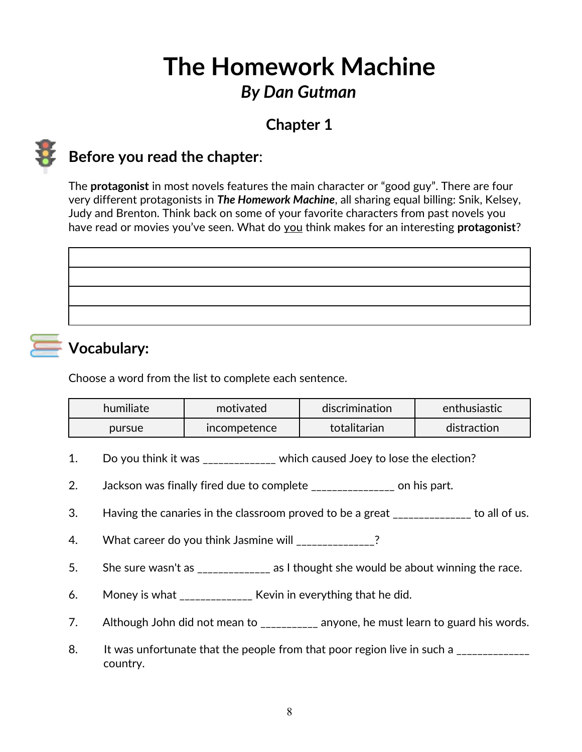# The Homework Machine

## *By Dan Gutman*

### Chapter 1

## Before you read the chapter:

The **protagonist** in most novels features the main character or "good guy". There are four very different protagonists in ***The Homework Machine***, all sharing equal billing: Snik, Kelsey, Judy and Brenton. Think back on some of your favorite characters from past novels you have read or movies you've seen. What do <u>you</u> think makes for an interesting **protagonist**?

| |
|---|
| |
| |
| |
| |

## Vocabulary:

Choose a word from the list to complete each sentence.

| | | | |
|---|---|---|---|
| humiliate | motivated | discrimination | enthusiastic |
| pursue | incompetence | totalitarian | distraction |

1. Do you think it was _____________ which caused Joey to lose the election?
2. Jackson was finally fired due to complete _______________ on his part.
3. Having the canaries in the classroom proved to be a great ______________ to all of us.
4. What career do you think Jasmine will ______________?
5. She sure wasn't as _____________ as I thought she would be about winning the race.
6. Money is what _____________ Kevin in everything that he did.
7. Although John did not mean to __________ anyone, he must learn to guard his words.
8. It was unfortunate that the people from that poor region live in such a _____________ country.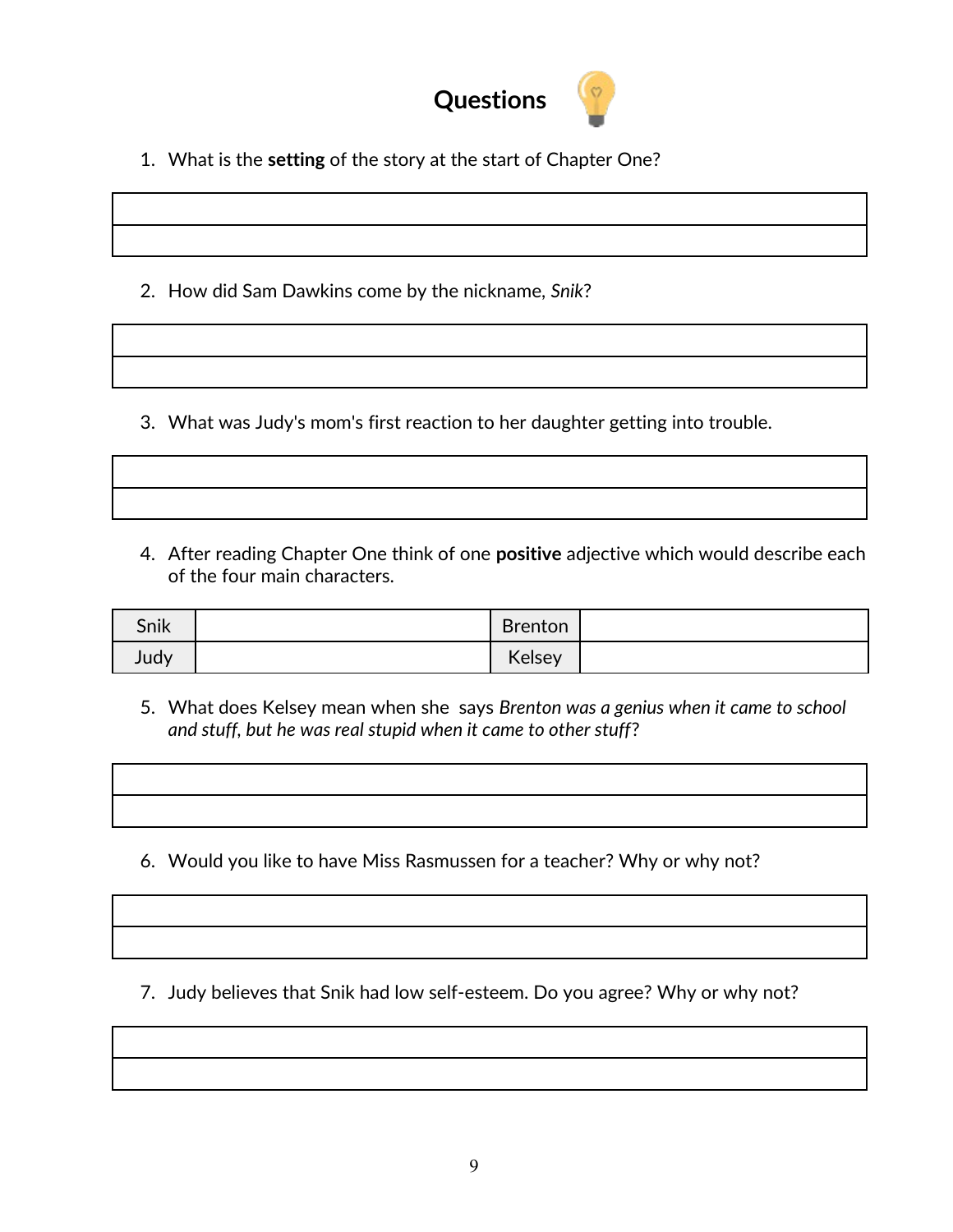# Questions

1. What is the **setting** of the story at the start of Chapter One?

| |
|---|
| |

2. How did Sam Dawkins come by the nickname, *Snik*?

| |
|---|
| |

3. What was Judy's mom's first reaction to her daughter getting into trouble.

| |
|---|
| |

4. After reading Chapter One think of one **positive** adjective which would describe each of the four main characters.

| Snik | | Brenton | |
|---|---|---|---|
| Judy | | Kelsey | |

5. What does Kelsey mean when she says *Brenton was a genius when it came to school and stuff, but he was real stupid when it came to other stuff*?

| |
|---|
| |

6. Would you like to have Miss Rasmussen for a teacher? Why or why not?

| |
|---|
| |

7. Judy believes that Snik had low self-esteem. Do you agree? Why or why not?

| |
|---|
| |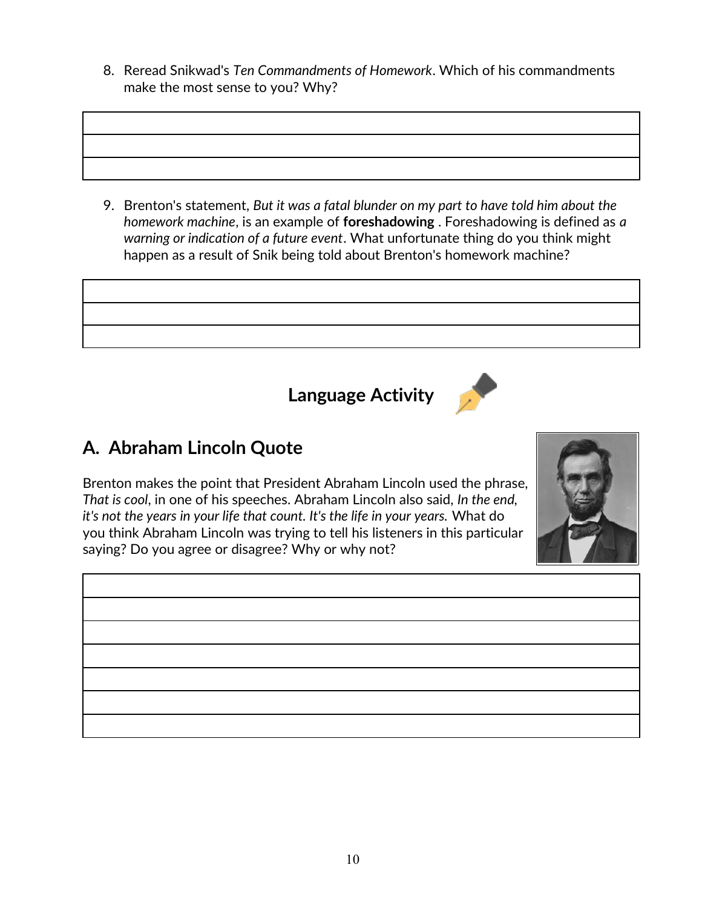8. Reread Snikwad's *Ten Commandments of Homework*. Which of his commandments make the most sense to you? Why?

9. Brenton's statement, *But it was a fatal blunder on my part to have told him about the homework machine*, is an example of **foreshadowing** . Foreshadowing is defined as *a warning or indication of a future event*. What unfortunate thing do you think might happen as a result of Snik being told about Brenton's homework machine?

## Language Activity

## A. Abraham Lincoln Quote

Brenton makes the point that President Abraham Lincoln used the phrase, *That is cool*, in one of his speeches. Abraham Lincoln also said, *In the end, it's not the years in your life that count. It's the life in your years.* What do you think Abraham Lincoln was trying to tell his listeners in this particular saying? Do you agree or disagree? Why or why not?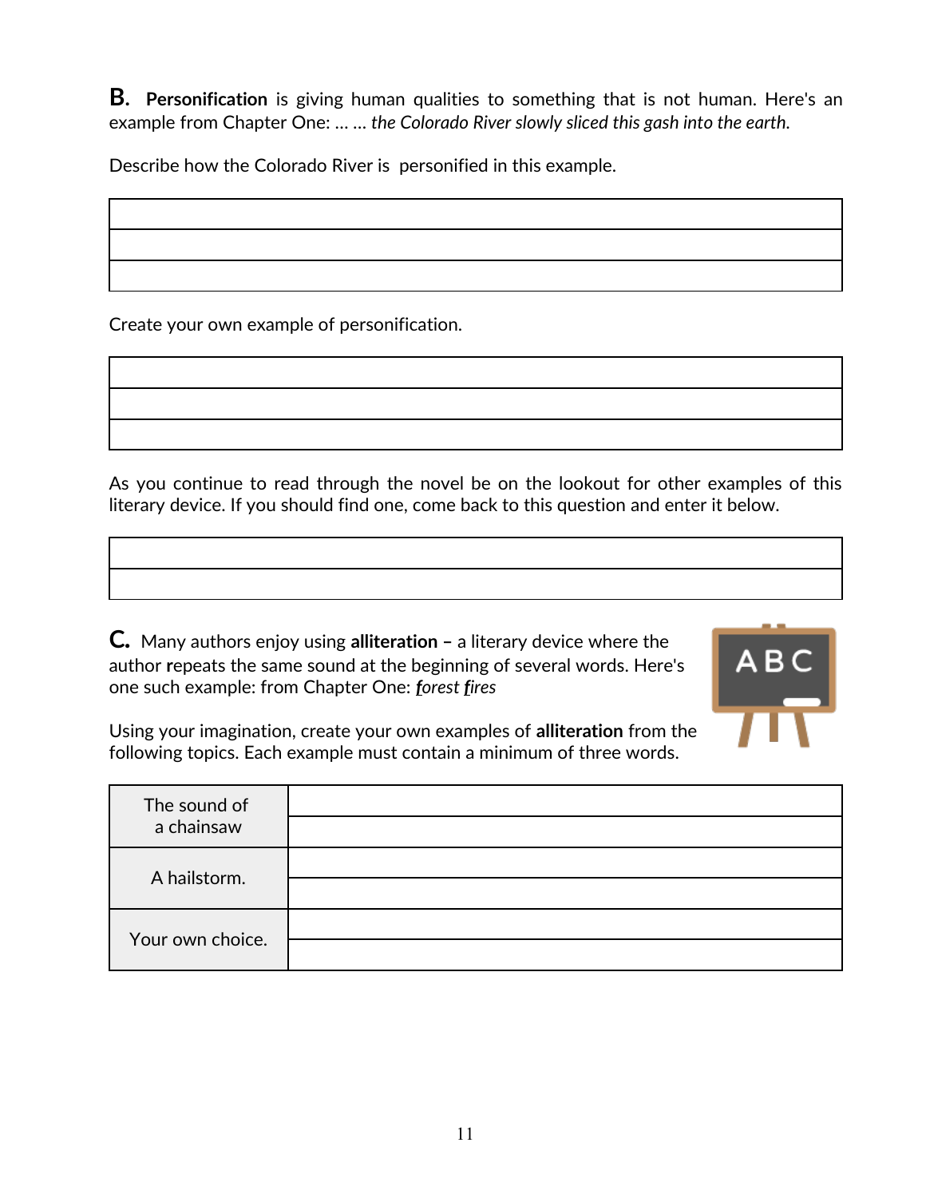**B.** **Personification** is giving human qualities to something that is not human. Here's an example from Chapter One: … … *the Colorado River slowly sliced this gash into the earth.*

Describe how the Colorado River is personified in this example.

| |
|---|
| |
| |
| |

Create your own example of personification.

| |
|---|
| |
| |
| |

As you continue to read through the novel be on the lookout for other examples of this literary device. If you should find one, come back to this question and enter it below.

| |
|---|
| |
| |

**C.** Many authors enjoy using **alliteration –** a literary device where the author **r**epeats the same sound at the beginning of several words. Here's one such example: from Chapter One: ***f****orest* ***f****ires*

Using your imagination, create your own examples of **alliteration** from the following topics. Each example must contain a minimum of three words.

| | |
|---|---|
| The sound of a chainsaw | |
| | |
| A hailstorm. | |
| | |
| Your own choice. | |
| | |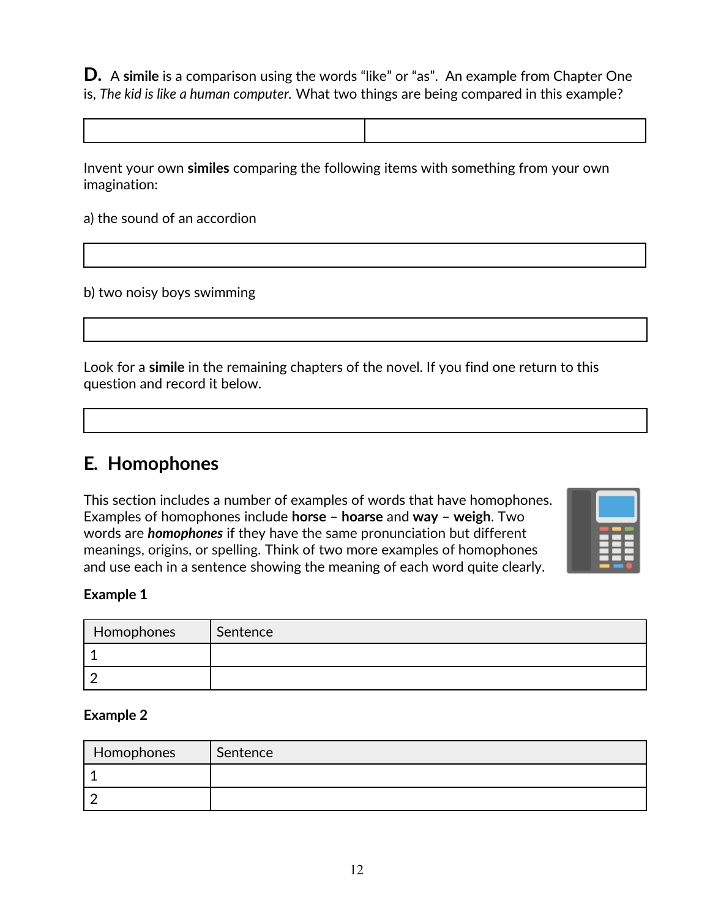**D.** A **simile** is a comparison using the words "like" or "as". An example from Chapter One is, *The kid is like a human computer.* What two things are being compared in this example?

| | |
|---|---|
| | |

Invent your own **similes** comparing the following items with something from your own imagination:

a) the sound of an accordion

| |
|---|
| |

b) two noisy boys swimming

| |
|---|
| |

Look for a **simile** in the remaining chapters of the novel. If you find one return to this question and record it below.

| |
|---|
| |

## E. Homophones

This section includes a number of examples of words that have homophones. Examples of homophones include **horse** – **hoarse** and **way** – **weigh**. Two words are ***homophones*** if they have the same pronunciation but different meanings, origins, or spelling. Think of two more examples of homophones and use each in a sentence showing the meaning of each word quite clearly.

**Example 1**

| Homophones | Sentence |
|---|---|
| 1 | |
| 2 | |

**Example 2**

| Homophones | Sentence |
|---|---|
| 1 | |
| 2 | |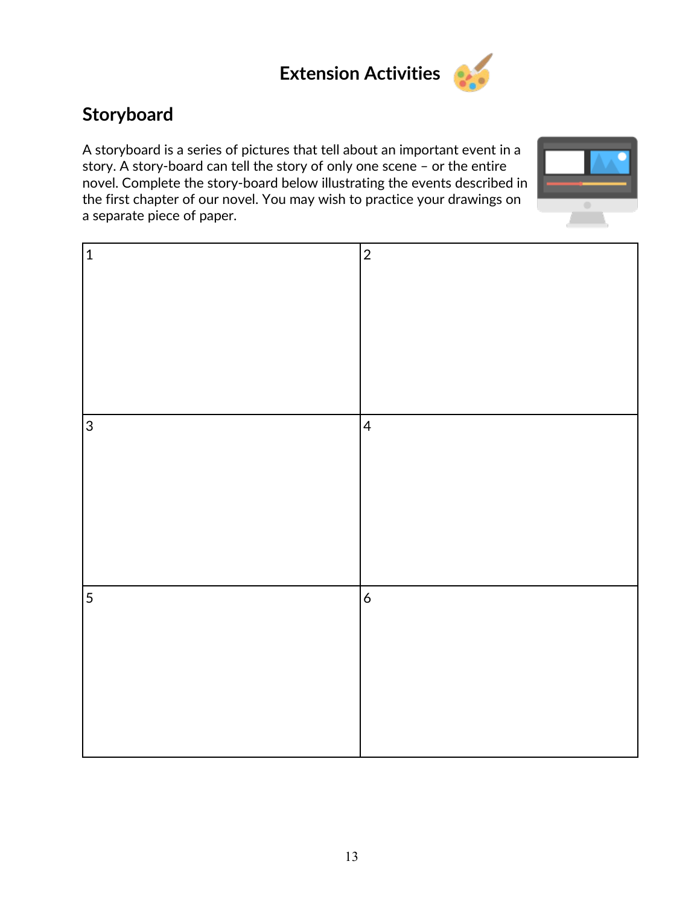# Extension Activities

## Storyboard

A storyboard is a series of pictures that tell about an important event in a story. A story-board can tell the story of only one scene – or the entire novel. Complete the story-board below illustrating the events described in the first chapter of our novel. You may wish to practice your drawings on a separate piece of paper.

| | |
|---|---|
| 1 | 2 |
| 3 | 4 |
| 5 | 6 |